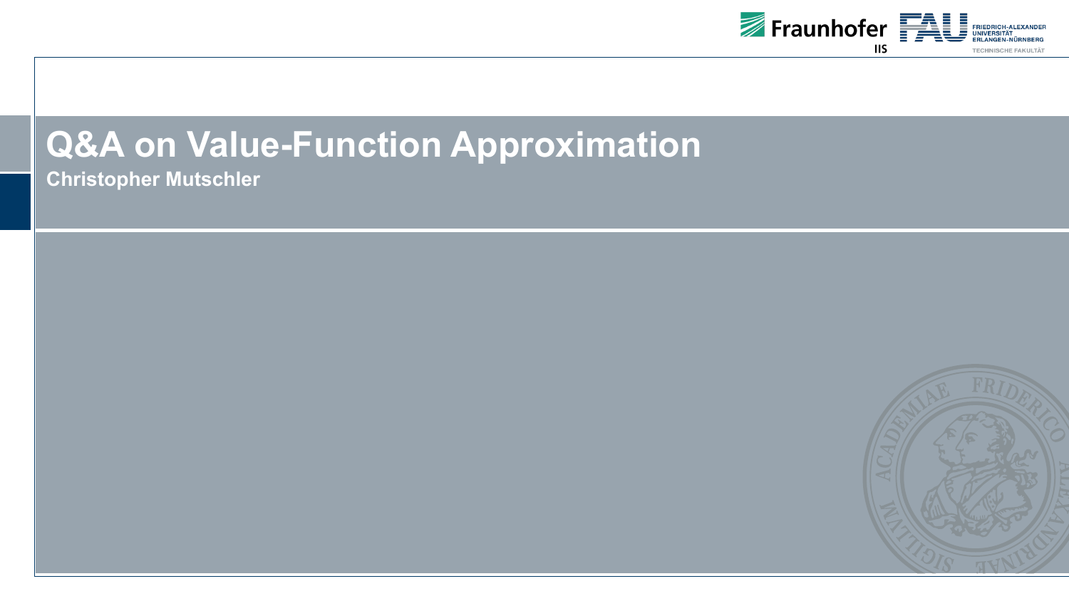# Q&A on Value-Function Approximation

**Christopher Mutschler**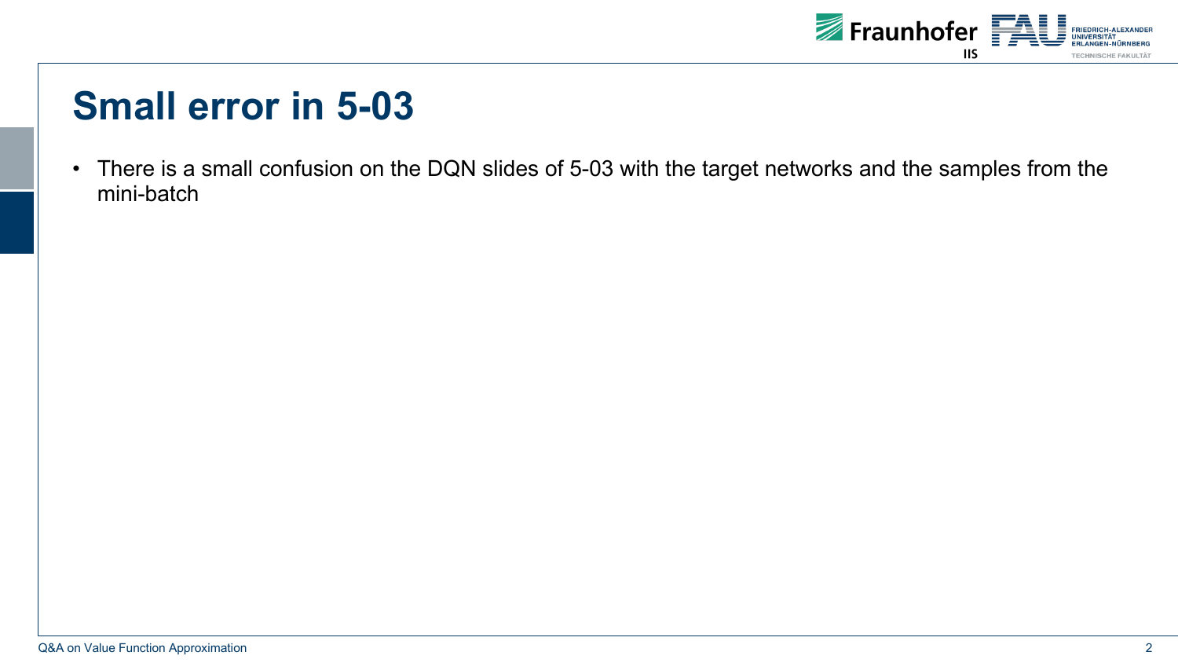# Small error in 5-03

- There is a small confusion on the DQN slides of 5-03 with the target networks and the samples from the mini-batch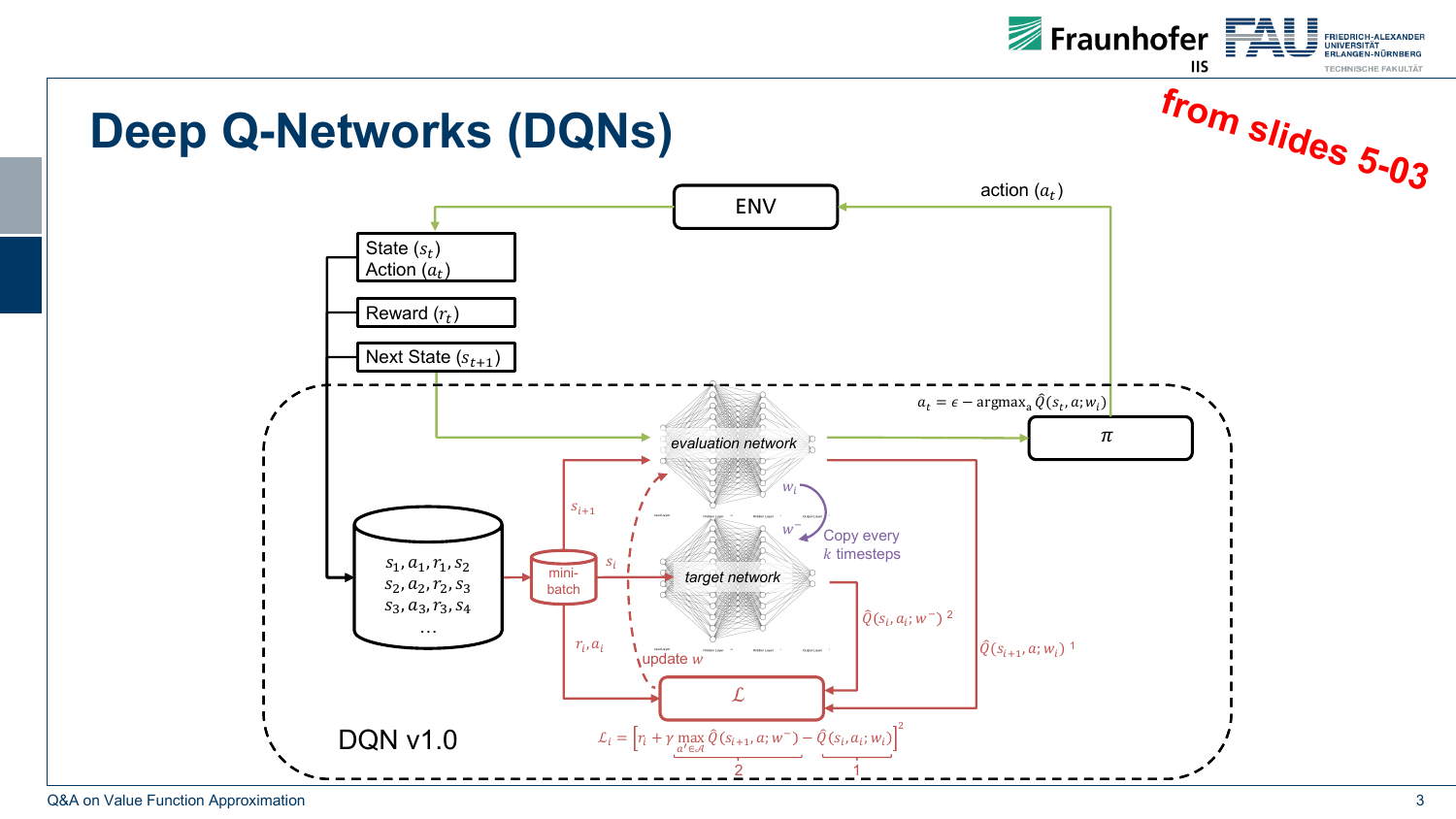# Deep Q-Networks (DQNs)

from slides 5-03

ENV

action ($a_t$)

State ($s_t$)
Action ($a_t$)

Reward ($r_t$)

Next State ($s_{t+1}$)

$a_t = \epsilon - \text{argmax}_a \hat{Q}(s_t, a; w_i)$

$\pi$

evaluation network

target network

$w_i$

$w^-$

Copy every $k$ timesteps

$s_1, a_1, r_1, s_2$
$s_2, a_2, r_2, s_3$
$s_3, a_3, r_3, s_4$
…

mini-batch

$s_{i+1}$

$s_i$

$r_i, a_i$

update $w$

$\hat{Q}(s_i, a_i; w^-)$ 2

$\hat{Q}(s_{i+1}, a; w_i)$ 1

$\mathcal{L}$

$$\mathcal{L}_i = \Big[r_i + \gamma \underbrace{\max_{a' \in \mathcal{A}} \hat{Q}(s_{i+1}, a; w^-)}_{2} - \underbrace{\hat{Q}(s_i, a_i; w_i)}_{1}\Big]^2$$

DQN v1.0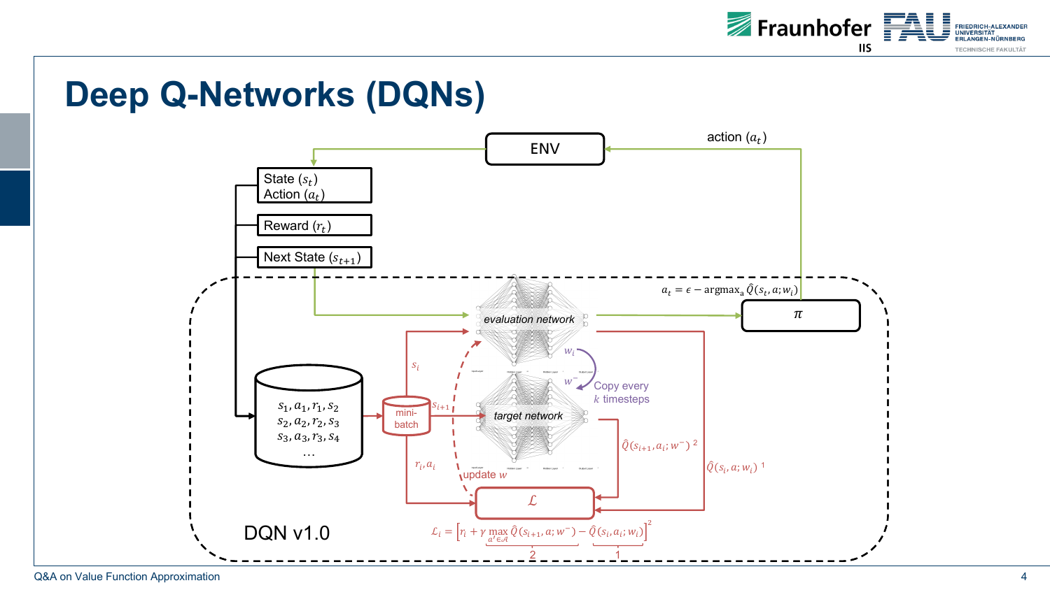# Deep Q-Networks (DQNs)

ENV

action ($a_t$)

State ($s_t$)
Action ($a_t$)

Reward ($r_t$)

Next State ($s_{t+1}$)

$a_t = \epsilon - \text{argmax}_a \hat{Q}(s_t, a; w_i)$

$\pi$

evaluation network

$w_i$

$w^-$

Copy every $k$ timesteps

target network

$s_1, a_1, r_1, s_2$
$s_2, a_2, r_2, s_3$
$s_3, a_3, r_3, s_4$
…

mini-batch

$s_i$

$s_{i+1}$

$r_i, a_i$

update $w$

$\hat{Q}(s_{i+1}, a_i; w^-)$ 2

$\hat{Q}(s_i, a; w_i)$ 1

$\mathcal{L}$

$$\mathcal{L}_i = \Big[\underbrace{r_i + \gamma \max_{a' \in \mathcal{A}} \hat{Q}(s_{i+1}, a; w^-)}_{2} - \underbrace{\hat{Q}(s_i, a_i; w_i)}_{1}\Big]^2$$

DQN v1.0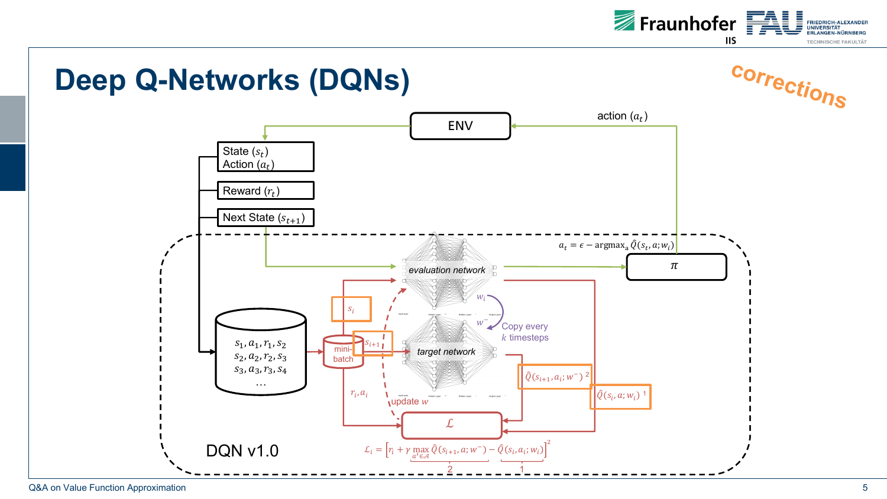# Deep Q-Networks (DQNs)

corrections

ENV

action ($a_t$)

State ($s_t$)
Action ($a_t$)

Reward ($r_t$)

Next State ($s_{t+1}$)

$a_t = \epsilon - \text{argmax}_a \hat{Q}(s_t, a; w_i)$

$\pi$

evaluation network

$w_i$

$w^-$

Copy every $k$ timesteps

target network

$s_1, a_1, r_1, s_2$
$s_2, a_2, r_2, s_3$
$s_3, a_3, r_3, s_4$
…

mini-batch

$s_i$

$s_{i+1}$

$r_i, a_i$

update $w$

$\hat{Q}(s_{i+1}, a_i; w^-)$ 2

$\hat{Q}(s_i, a; w_i)$ 1

$\mathcal{L}$

DQN v1.0

$$\mathcal{L}_i = \Big[\underbrace{r_i + \gamma \max_{a' \in \mathcal{A}} \hat{Q}(s_{i+1}, a; w^-)}_{2} - \underbrace{\hat{Q}(s_i, a_i; w_i)}_{1}\Big]^2$$

Q&A on Value Function Approximation